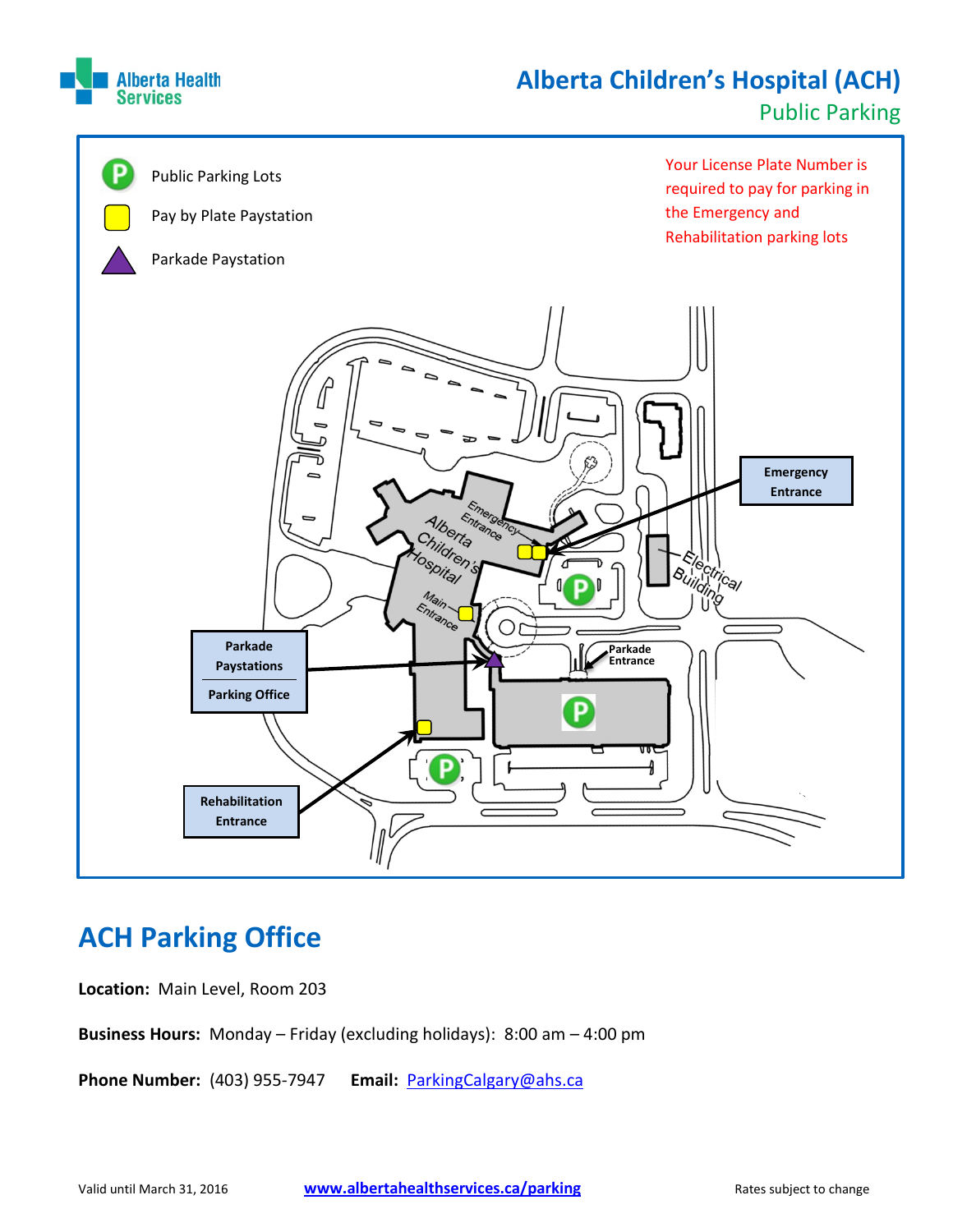Alberta Health Services

# Alberta Children's Hospital (ACH)

## Public Parking

Public Parking Lots

Pay by Plate Paystation

Parkade Paystation

Your License Plate Number is required to pay for parking in the Emergency and Rehabilitation parking lots

Emergency Entrance

Alberta Children's Hospital

Main Entrance

Electrical Building

Parkade Entrance

Parkade Paystations

Parking Office

Rehabilitation Entrance

## ACH Parking Office

**Location:** Main Level, Room 203

**Business Hours:** Monday – Friday (excluding holidays): 8:00 am – 4:00 pm

**Phone Number:** (403) 955-7947 **Email:** ParkingCalgary@ahs.ca

Valid until March 31, 2016 www.albertahealthservices.ca/parking Rates subject to change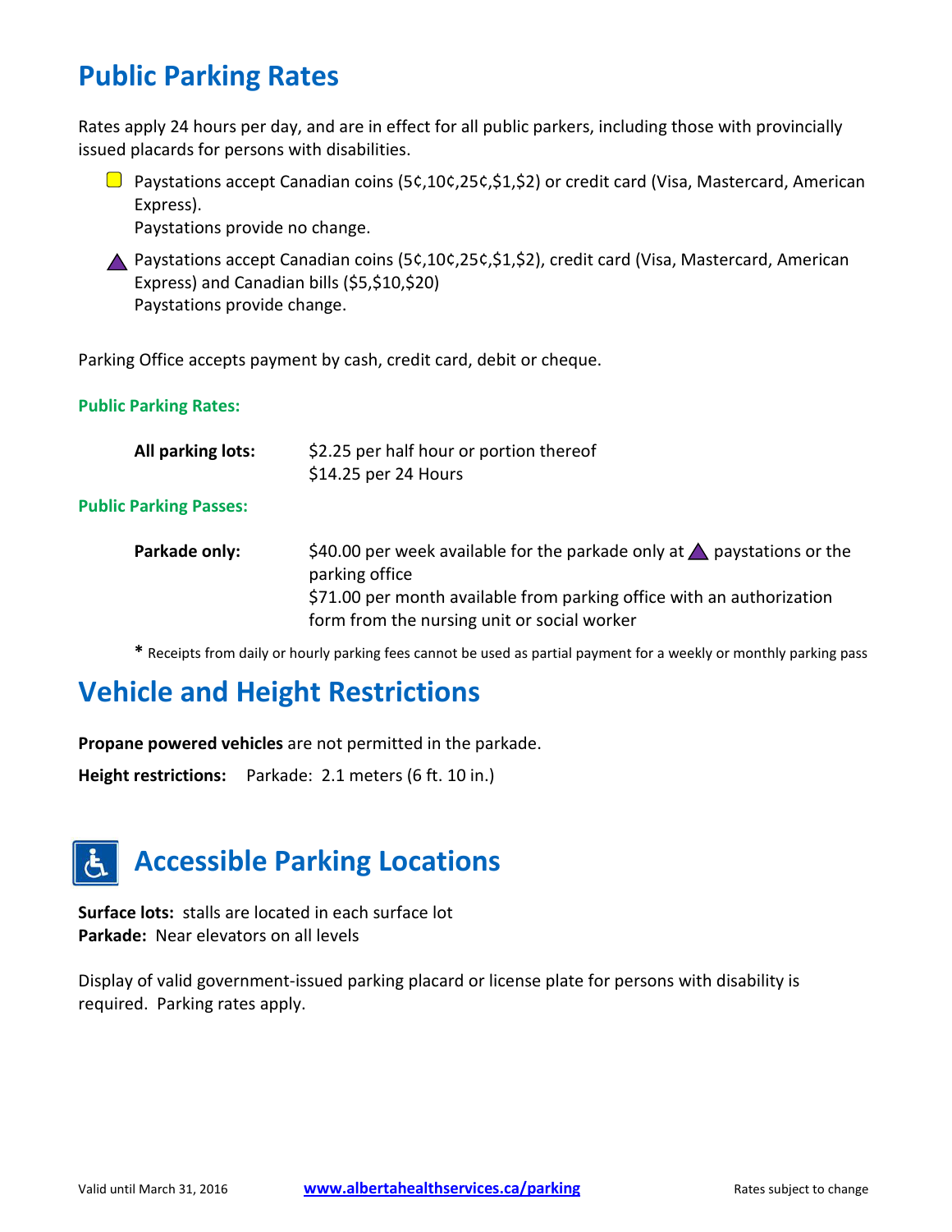## Public Parking Rates

Rates apply 24 hours per day, and are in effect for all public parkers, including those with provincially issued placards for persons with disabilities.

- ▢ Paystations accept Canadian coins (5¢,10¢,25¢,$1,$2) or credit card (Visa, Mastercard, American Express).
  Paystations provide no change.
- ▲ Paystations accept Canadian coins (5¢,10¢,25¢,$1,$2), credit card (Visa, Mastercard, American Express) and Canadian bills ($5,$10,$20)
  Paystations provide change.

Parking Office accepts payment by cash, credit card, debit or cheque.

### Public Parking Rates:

| | |
|---|---|
| **All parking lots:** | $2.25 per half hour or portion thereof<br>$14.25 per 24 Hours |

### Public Parking Passes:

| | |
|---|---|
| **Parkade only:** | $40.00 per week available for the parkade only at ▲ paystations or the parking office<br>$71.00 per month available from parking office with an authorization form from the nursing unit or social worker |

**\*** Receipts from daily or hourly parking fees cannot be used as partial payment for a weekly or monthly parking pass

## Vehicle and Height Restrictions

**Propane powered vehicles** are not permitted in the parkade.

**Height restrictions:** Parkade: 2.1 meters (6 ft. 10 in.)

## Accessible Parking Locations

**Surface lots:** stalls are located in each surface lot
**Parkade:** Near elevators on all levels

Display of valid government-issued parking placard or license plate for persons with disability is required. Parking rates apply.

Valid until March 31, 2016 [www.albertahealthservices.ca/parking](http://www.albertahealthservices.ca/parking) Rates subject to change